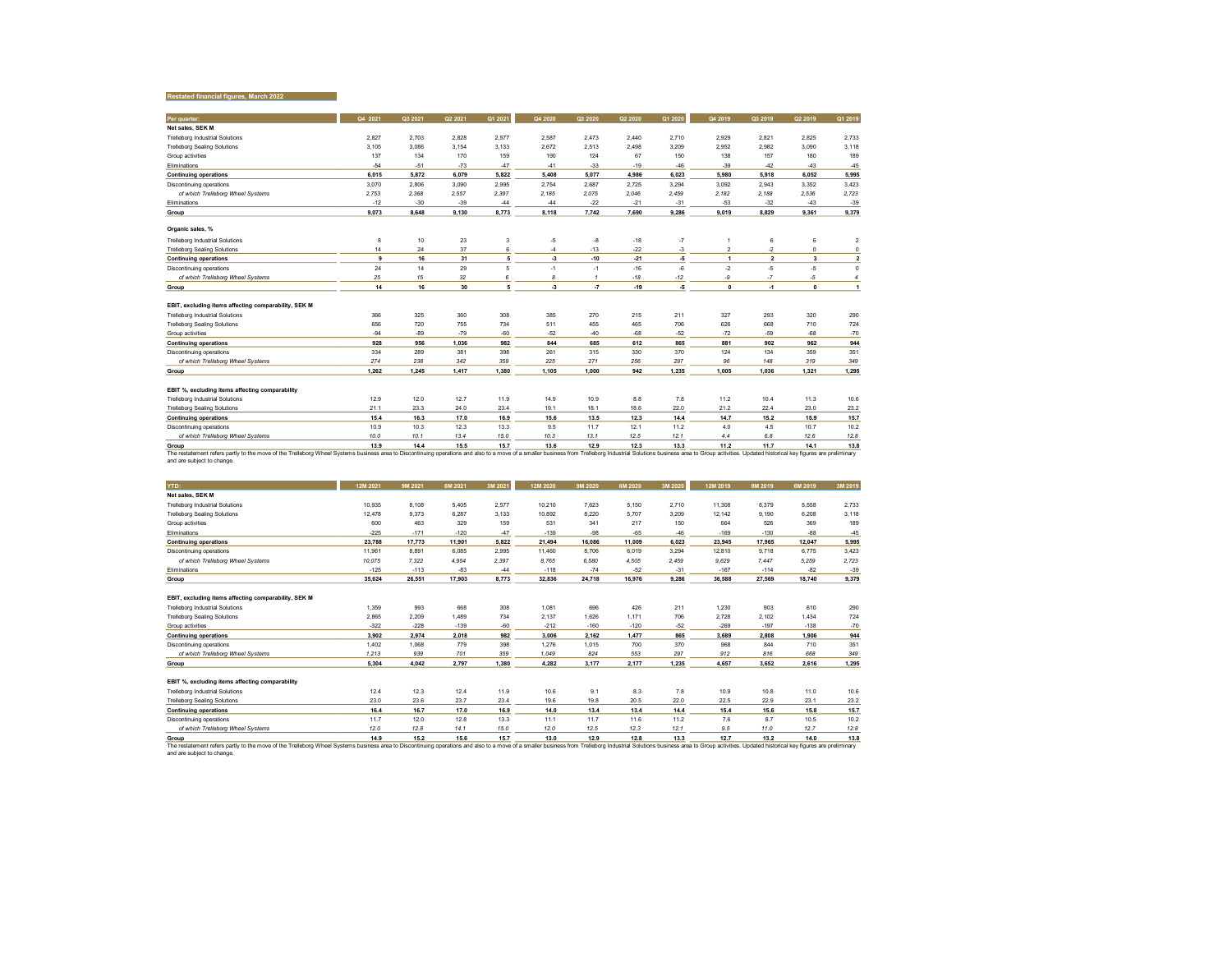## Restated financial figures, March 2022

| Per quarter: | Q4 2021 | Q3 2021 | Q2 2021 | Q1 2021 | Q4 2020 | Q3 2020 | Q2 2020 | Q1 2020 | Q4 2019 | Q3 2019 | Q2 2019 | Q1 2019 |
|---|---|---|---|---|---|---|---|---|---|---|---|---|
| **Net sales, SEK M** | | | | | | | | | | | | |
| Trelleborg Industrial Solutions | 2,827 | 2,703 | 2,828 | 2,577 | 2,587 | 2,473 | 2,440 | 2,710 | 2,929 | 2,821 | 2,825 | 2,733 |
| Trelleborg Sealing Solutions | 3,105 | 3,086 | 3,154 | 3,133 | 2,672 | 2,513 | 2,498 | 3,209 | 2,952 | 2,982 | 3,090 | 3,118 |
| Group activities | 137 | 134 | 170 | 159 | 190 | 124 | 67 | 150 | 138 | 157 | 180 | 189 |
| Eliminations | -54 | -51 | -73 | -47 | -41 | -33 | -19 | -46 | -39 | -42 | -43 | -45 |
| **Continuing operations** | **6,015** | **5,872** | **6,079** | **5,822** | **5,408** | **5,077** | **4,986** | **6,023** | **5,980** | **5,918** | **6,052** | **5,995** |
| Discontinuing operations | 3,070 | 2,806 | 3,090 | 2,995 | 2,754 | 2,687 | 2,725 | 3,294 | 3,092 | 2,943 | 3,352 | 3,423 |
| *of which Trelleborg Wheel Systems* | *2,753* | *2,368* | *2,657* | *2,397* | *2,185* | *2,075* | *2,046* | *2,459* | *2,182* | *2,188* | *2,536* | *2,723* |
| Eliminations | -12 | -30 | -39 | -44 | -44 | -22 | -21 | -31 | -53 | -32 | -43 | -39 |
| **Group** | **9,073** | **8,648** | **9,130** | **8,773** | **8,118** | **7,742** | **7,690** | **9,286** | **9,019** | **8,829** | **9,361** | **9,379** |
| **Organic sales, %** | | | | | | | | | | | | |
| Trelleborg Industrial Solutions | 8 | 10 | 23 | 3 | -5 | -8 | -18 | -7 | 1 | 6 | 6 | 2 |
| Trelleborg Sealing Solutions | 14 | 24 | 37 | 6 | -4 | -13 | -22 | -3 | 2 | -2 | 0 | 0 |
| **Continuing operations** | **9** | **16** | **31** | **5** | **-3** | **-10** | **-21** | **-5** | **1** | **2** | **3** | **2** |
| Discontinuing operations | 24 | 14 | 29 | 5 | -1 | -1 | -16 | -6 | -2 | -5 | -5 | 0 |
| *of which Trelleborg Wheel Systems* | *25* | *15* | *32* | *6* | *8* | *1* | *-18* | *-12* | *-9* | *-7* | *-5* | *4* |
| **Group** | **14** | **16** | **30** | **5** | **-3** | **-7** | **-19** | **-5** | **0** | **-1** | **0** | **1** |
| **EBIT, excluding items affecting comparability, SEK M** | | | | | | | | | | | | |
| Trelleborg Industrial Solutions | 366 | 325 | 360 | 308 | 385 | 270 | 215 | 211 | 327 | 293 | 320 | 290 |
| Trelleborg Sealing Solutions | 656 | 720 | 755 | 734 | 511 | 455 | 465 | 706 | 626 | 668 | 710 | 724 |
| Group activities | -94 | -89 | -79 | -60 | -52 | -40 | -68 | -52 | -72 | -59 | -68 | -70 |
| **Continuing operations** | **928** | **956** | **1,036** | **982** | **844** | **685** | **612** | **865** | **881** | **902** | **962** | **944** |
| Discontinuing operations | 334 | 289 | 381 | 398 | 261 | 315 | 330 | 370 | 124 | 134 | 359 | 351 |
| *of which Trelleborg Wheel Systems* | *274* | *238* | *342* | *359* | *225* | *271* | *256* | *297* | *96* | *148* | *319* | *349* |
| **Group** | **1,262** | **1,245** | **1,417** | **1,380** | **1,105** | **1,000** | **942** | **1,235** | **1,005** | **1,036** | **1,321** | **1,295** |
| **EBIT %, excluding items affecting comparability** | | | | | | | | | | | | |
| Trelleborg Industrial Solutions | 12.9 | 12.0 | 12.7 | 11.9 | 14.9 | 10.9 | 8.8 | 7.8 | 11.2 | 10.4 | 11.3 | 10.6 |
| Trelleborg Sealing Solutions | 21.1 | 23.3 | 24.0 | 23.4 | 19.1 | 18.1 | 18.6 | 22.0 | 21.2 | 22.4 | 23.0 | 23.2 |
| **Continuing operations** | **15.4** | **16.3** | **17.0** | **16.9** | **15.6** | **13.5** | **12.3** | **14.4** | **14.7** | **15.2** | **15.9** | **15.7** |
| Discontinuing operations | 10.9 | 10.3 | 12.3 | 13.3 | 9.5 | 11.7 | 12.1 | 11.2 | 4.0 | 4.5 | 10.7 | 10.2 |
| *of which Trelleborg Wheel Systems* | *10.0* | *10.1* | *13.4* | *15.0* | *10.3* | *13.1* | *12.5* | *12.1* | *4.4* | *6.8* | *12.6* | *12.8* |
| **Group** | **13.9** | **14.4** | **15.5** | **15.7** | **13.6** | **12.9** | **12.3** | **13.3** | **11.2** | **11.7** | **14.1** | **13.8** |

The restatement refers partly to the move of the Trelleborg Wheel Systems business area to Discontinuing operations and also to a move of a smaller business from Trelleborg Industrial Solutions business area to Group activities. Updated historical key figures are preliminary and are subject to change.

| YTD: | 12M 2021 | 9M 2021 | 6M 2021 | 3M 2021 | 12M 2020 | 9M 2020 | 6M 2020 | 3M 2020 | 12M 2019 | 9M 2019 | 6M 2019 | 3M 2019 |
|---|---|---|---|---|---|---|---|---|---|---|---|---|
| **Net sales, SEK M** | | | | | | | | | | | | |
| Trelleborg Industrial Solutions | 10,935 | 8,108 | 5,405 | 2,577 | 10,210 | 7,623 | 5,150 | 2,710 | 11,308 | 8,379 | 5,558 | 2,733 |
| Trelleborg Sealing Solutions | 12,478 | 9,373 | 6,287 | 3,133 | 10,892 | 8,220 | 5,707 | 3,209 | 12,142 | 9,190 | 6,208 | 3,118 |
| Group activities | 600 | 463 | 329 | 159 | 531 | 341 | 217 | 150 | 664 | 526 | 369 | 189 |
| Eliminations | -225 | -171 | -120 | -47 | -139 | -98 | -65 | -46 | -169 | -130 | -88 | -45 |
| **Continuing operations** | **23,788** | **17,773** | **11,901** | **5,822** | **21,494** | **16,086** | **11,009** | **6,023** | **23,945** | **17,965** | **12,047** | **5,995** |
| Discontinuing operations | 11,961 | 8,891 | 6,085 | 2,995 | 11,460 | 8,706 | 6,019 | 3,294 | 12,810 | 9,718 | 6,775 | 3,423 |
| *of which Trelleborg Wheel Systems* | *10,075* | *7,322* | *4,954* | *2,397* | *8,765* | *6,580* | *4,505* | *2,459* | *9,629* | *7,447* | *5,259* | *2,723* |
| Eliminations | -125 | -113 | -83 | -44 | -118 | -74 | -52 | -31 | -167 | -114 | -82 | -39 |
| **Group** | **35,624** | **26,551** | **17,903** | **8,773** | **32,836** | **24,718** | **16,976** | **9,286** | **36,588** | **27,569** | **18,740** | **9,379** |
| **EBIT, excluding items affecting comparability, SEK M** | | | | | | | | | | | | |
| Trelleborg Industrial Solutions | 1,359 | 993 | 668 | 308 | 1,081 | 696 | 426 | 211 | 1,230 | 903 | 610 | 290 |
| Trelleborg Sealing Solutions | 2,865 | 2,209 | 1,489 | 734 | 2,137 | 1,626 | 1,171 | 706 | 2,728 | 2,102 | 1,434 | 724 |
| Group activities | -322 | -228 | -139 | -60 | -212 | -160 | -120 | -52 | -269 | -197 | -138 | -70 |
| **Continuing operations** | **3,902** | **2,974** | **2,018** | **982** | **3,006** | **2,162** | **1,477** | **865** | **3,689** | **2,808** | **1,906** | **944** |
| Discontinuing operations | 1,402 | 1,068 | 779 | 398 | 1,276 | 1,015 | 700 | 370 | 968 | 844 | 710 | 351 |
| *of which Trelleborg Wheel Systems* | *1,213* | *939* | *701* | *359* | *1,049* | *824* | *553* | *297* | *912* | *816* | *668* | *349* |
| **Group** | **5,304** | **4,042** | **2,797** | **1,380** | **4,282** | **3,177** | **2,177** | **1,235** | **4,657** | **3,652** | **2,616** | **1,295** |
| **EBIT %, excluding items affecting comparability** | | | | | | | | | | | | |
| Trelleborg Industrial Solutions | 12.4 | 12.3 | 12.4 | 11.9 | 10.6 | 9.1 | 8.3 | 7.8 | 10.9 | 10.8 | 11.0 | 10.6 |
| Trelleborg Sealing Solutions | 23.0 | 23.6 | 23.7 | 23.4 | 19.6 | 19.8 | 20.5 | 22.0 | 22.5 | 22.9 | 23.1 | 23.2 |
| **Continuing operations** | **16.4** | **16.7** | **17.0** | **16.9** | **14.0** | **13.4** | **13.4** | **14.4** | **15.4** | **15.6** | **15.8** | **15.7** |
| Discontinuing operations | 11.7 | 12.0 | 12.8 | 13.3 | 11.1 | 11.7 | 11.6 | 11.2 | 7.6 | 8.7 | 10.5 | 10.2 |
| *of which Trelleborg Wheel Systems* | *12.0* | *12.8* | *14.1* | *15.0* | *12.0* | *12.5* | *12.3* | *12.1* | *9.5* | *11.0* | *12.7* | *12.8* |
| **Group** | **14.9** | **15.2** | **15.6** | **15.7** | **13.0** | **12.9** | **12.8** | **13.3** | **12.7** | **13.2** | **14.0** | **13.8** |

The restatement refers partly to the move of the Trelleborg Wheel Systems business area to Discontinuing operations and also to a move of a smaller business from Trelleborg Industrial Solutions business area to Group activities. Updated historical key figures are preliminary and are subject to change.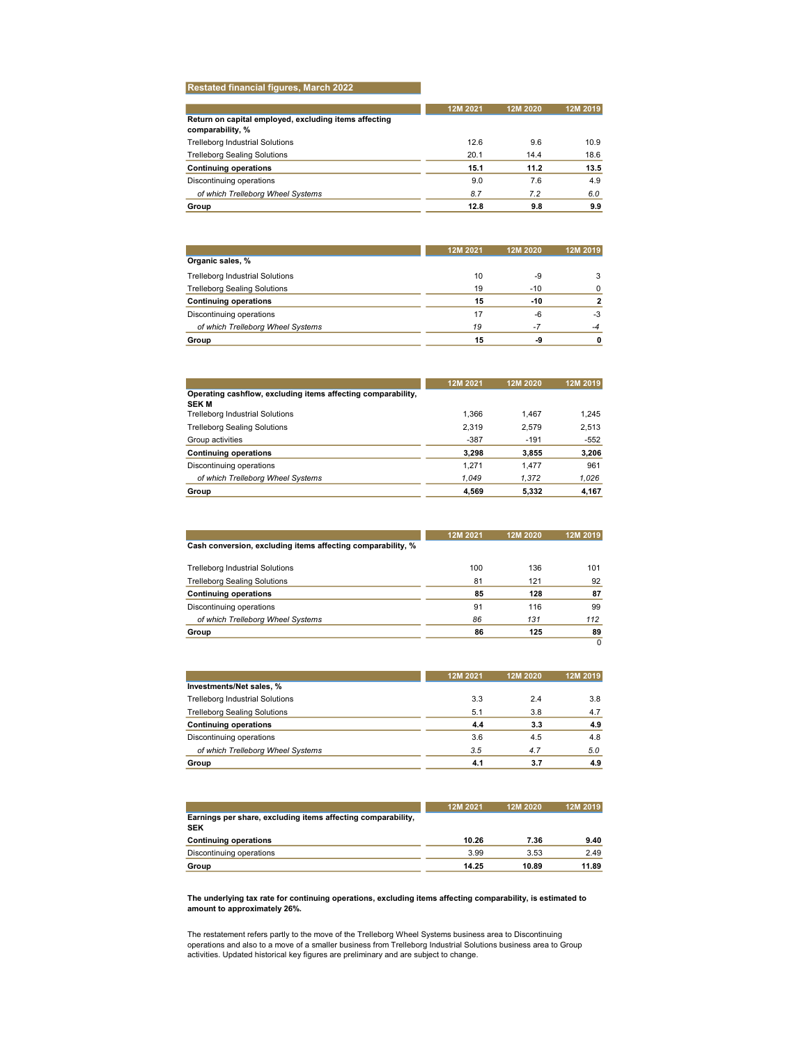## Restated financial figures, March 2022

| | 12M 2021 | 12M 2020 | 12M 2019 |
|---|---|---|---|
| **Return on capital employed, excluding items affecting comparability, %** | | | |
| Trelleborg Industrial Solutions | 12.6 | 9.6 | 10.9 |
| Trelleborg Sealing Solutions | 20.1 | 14.4 | 18.6 |
| **Continuing operations** | **15.1** | **11.2** | **13.5** |
| Discontinuing operations | 9.0 | 7.6 | 4.9 |
| *of which Trelleborg Wheel Systems* | *8.7* | *7.2* | *6.0* |
| **Group** | **12.8** | **9.8** | **9.9** |

| | 12M 2021 | 12M 2020 | 12M 2019 |
|---|---|---|---|
| **Organic sales, %** | | | |
| Trelleborg Industrial Solutions | 10 | -9 | 3 |
| Trelleborg Sealing Solutions | 19 | -10 | 0 |
| **Continuing operations** | **15** | **-10** | **2** |
| Discontinuing operations | 17 | -6 | -3 |
| *of which Trelleborg Wheel Systems* | *19* | *-7* | *-4* |
| **Group** | **15** | **-9** | **0** |

| | 12M 2021 | 12M 2020 | 12M 2019 |
|---|---|---|---|
| **Operating cashflow, excluding items affecting comparability, SEK M** | | | |
| Trelleborg Industrial Solutions | 1,366 | 1,467 | 1,245 |
| Trelleborg Sealing Solutions | 2,319 | 2,579 | 2,513 |
| Group activities | -387 | -191 | -552 |
| **Continuing operations** | **3,298** | **3,855** | **3,206** |
| Discontinuing operations | 1,271 | 1,477 | 961 |
| *of which Trelleborg Wheel Systems* | *1,049* | *1,372* | *1,026* |
| **Group** | **4,569** | **5,332** | **4,167** |

| | 12M 2021 | 12M 2020 | 12M 2019 |
|---|---|---|---|
| **Cash conversion, excluding items affecting comparability, %** | | | |
| Trelleborg Industrial Solutions | 100 | 136 | 101 |
| Trelleborg Sealing Solutions | 81 | 121 | 92 |
| **Continuing operations** | **85** | **128** | **87** |
| Discontinuing operations | 91 | 116 | 99 |
| *of which Trelleborg Wheel Systems* | *86* | *131* | *112* |
| **Group** | **86** | **125** | **89** |
| | | | 0 |

| | 12M 2021 | 12M 2020 | 12M 2019 |
|---|---|---|---|
| **Investments/Net sales, %** | | | |
| Trelleborg Industrial Solutions | 3.3 | 2.4 | 3.8 |
| Trelleborg Sealing Solutions | 5.1 | 3.8 | 4.7 |
| **Continuing operations** | **4.4** | **3.3** | **4.9** |
| Discontinuing operations | 3.6 | 4.5 | 4.8 |
| *of which Trelleborg Wheel Systems* | *3.5* | *4.7* | *5.0* |
| **Group** | **4.1** | **3.7** | **4.9** |

| | 12M 2021 | 12M 2020 | 12M 2019 |
|---|---|---|---|
| **Earnings per share, excluding items affecting comparability, SEK** | | | |
| **Continuing operations** | **10.26** | **7.36** | **9.40** |
| Discontinuing operations | 3.99 | 3.53 | 2.49 |
| **Group** | **14.25** | **10.89** | **11.89** |

**The underlying tax rate for continuing operations, excluding items affecting comparability, is estimated to amount to approximately 26%.**

The restatement refers partly to the move of the Trelleborg Wheel Systems business area to Discontinuing operations and also to a move of a smaller business from Trelleborg Industrial Solutions business area to Group activities. Updated historical key figures are preliminary and are subject to change.